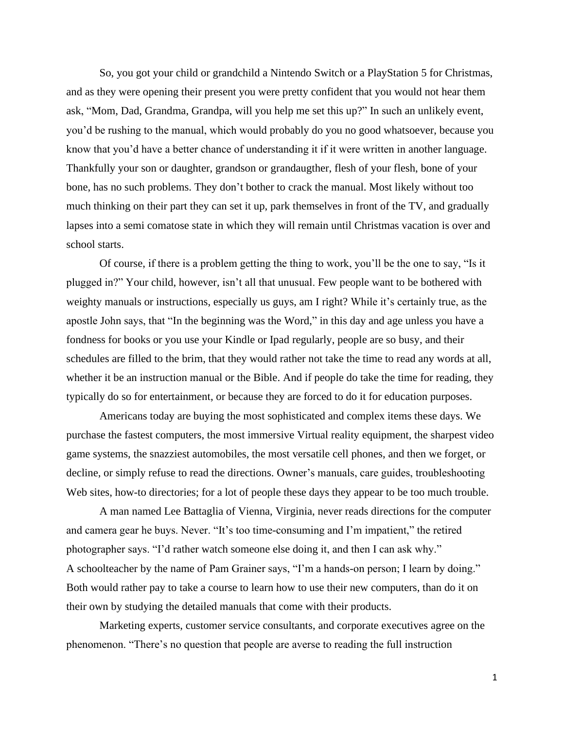So, you got your child or grandchild a Nintendo Switch or a PlayStation 5 for Christmas, and as they were opening their present you were pretty confident that you would not hear them ask, "Mom, Dad, Grandma, Grandpa, will you help me set this up?" In such an unlikely event, you'd be rushing to the manual, which would probably do you no good whatsoever, because you know that you'd have a better chance of understanding it if it were written in another language. Thankfully your son or daughter, grandson or grandaugther, flesh of your flesh, bone of your bone, has no such problems. They don't bother to crack the manual. Most likely without too much thinking on their part they can set it up, park themselves in front of the TV, and gradually lapses into a semi comatose state in which they will remain until Christmas vacation is over and school starts.

Of course, if there is a problem getting the thing to work, you'll be the one to say, "Is it plugged in?" Your child, however, isn't all that unusual. Few people want to be bothered with weighty manuals or instructions, especially us guys, am I right? While it's certainly true, as the apostle John says, that "In the beginning was the Word," in this day and age unless you have a fondness for books or you use your Kindle or Ipad regularly, people are so busy, and their schedules are filled to the brim, that they would rather not take the time to read any words at all, whether it be an instruction manual or the Bible. And if people do take the time for reading, they typically do so for entertainment, or because they are forced to do it for education purposes.

Americans today are buying the most sophisticated and complex items these days. We purchase the fastest computers, the most immersive Virtual reality equipment, the sharpest video game systems, the snazziest automobiles, the most versatile cell phones, and then we forget, or decline, or simply refuse to read the directions. Owner's manuals, care guides, troubleshooting Web sites, how-to directories; for a lot of people these days they appear to be too much trouble.

A man named Lee Battaglia of Vienna, Virginia, never reads directions for the computer and camera gear he buys. Never. "It's too time-consuming and I'm impatient," the retired photographer says. "I'd rather watch someone else doing it, and then I can ask why."
A schoolteacher by the name of Pam Grainer says, "I'm a hands-on person; I learn by doing." Both would rather pay to take a course to learn how to use their new computers, than do it on their own by studying the detailed manuals that come with their products.

Marketing experts, customer service consultants, and corporate executives agree on the phenomenon. "There's no question that people are averse to reading the full instruction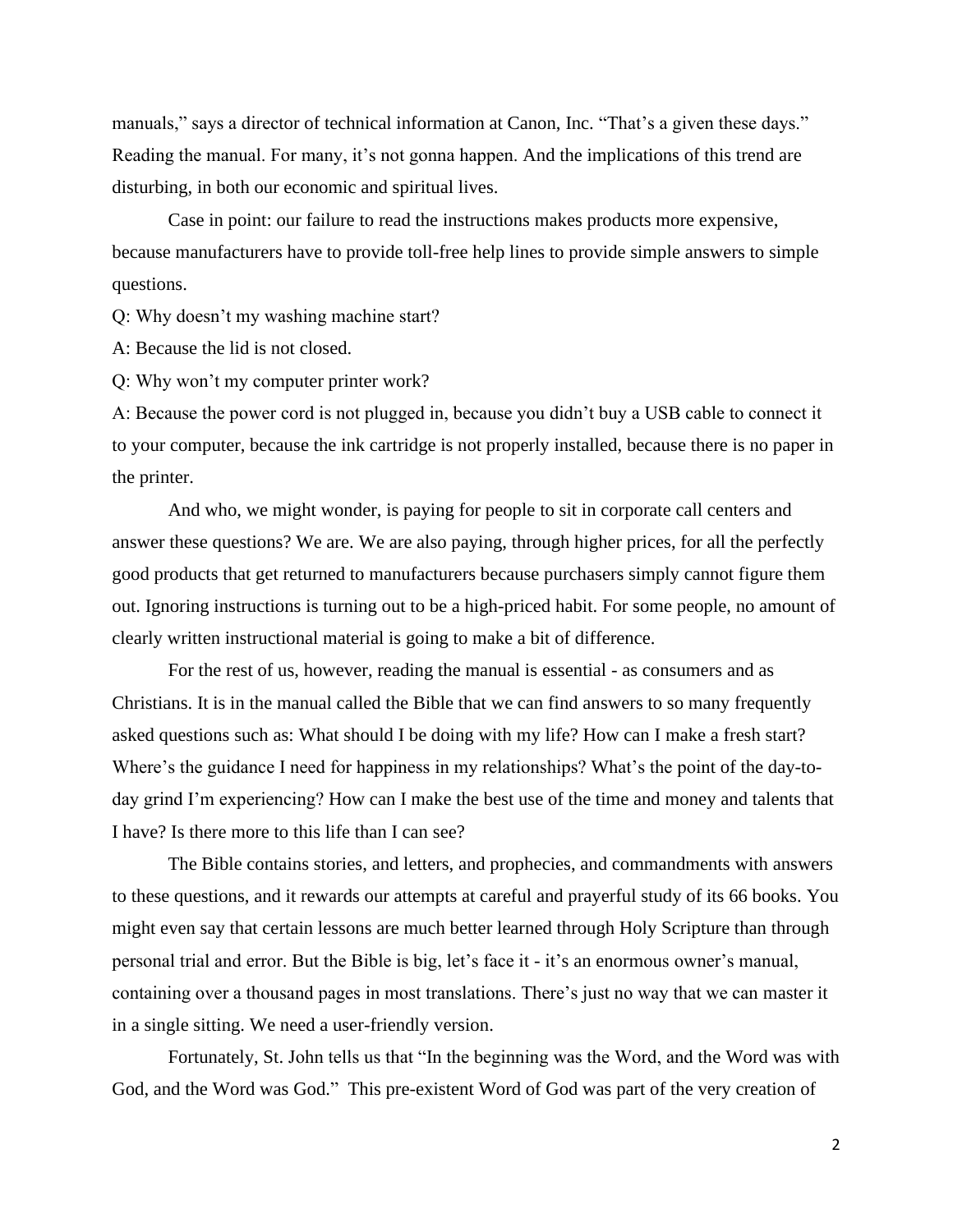manuals," says a director of technical information at Canon, Inc. "That's a given these days." Reading the manual. For many, it's not gonna happen. And the implications of this trend are disturbing, in both our economic and spiritual lives.

Case in point: our failure to read the instructions makes products more expensive, because manufacturers have to provide toll-free help lines to provide simple answers to simple questions.

Q: Why doesn't my washing machine start?

A: Because the lid is not closed.

Q: Why won't my computer printer work?

A: Because the power cord is not plugged in, because you didn't buy a USB cable to connect it to your computer, because the ink cartridge is not properly installed, because there is no paper in the printer.

And who, we might wonder, is paying for people to sit in corporate call centers and answer these questions? We are. We are also paying, through higher prices, for all the perfectly good products that get returned to manufacturers because purchasers simply cannot figure them out. Ignoring instructions is turning out to be a high-priced habit. For some people, no amount of clearly written instructional material is going to make a bit of difference.

For the rest of us, however, reading the manual is essential - as consumers and as Christians. It is in the manual called the Bible that we can find answers to so many frequently asked questions such as: What should I be doing with my life? How can I make a fresh start? Where's the guidance I need for happiness in my relationships? What's the point of the day-to-day grind I'm experiencing? How can I make the best use of the time and money and talents that I have? Is there more to this life than I can see?

The Bible contains stories, and letters, and prophecies, and commandments with answers to these questions, and it rewards our attempts at careful and prayerful study of its 66 books. You might even say that certain lessons are much better learned through Holy Scripture than through personal trial and error. But the Bible is big, let's face it - it's an enormous owner's manual, containing over a thousand pages in most translations. There's just no way that we can master it in a single sitting. We need a user-friendly version.

Fortunately, St. John tells us that "In the beginning was the Word, and the Word was with God, and the Word was God." This pre-existent Word of God was part of the very creation of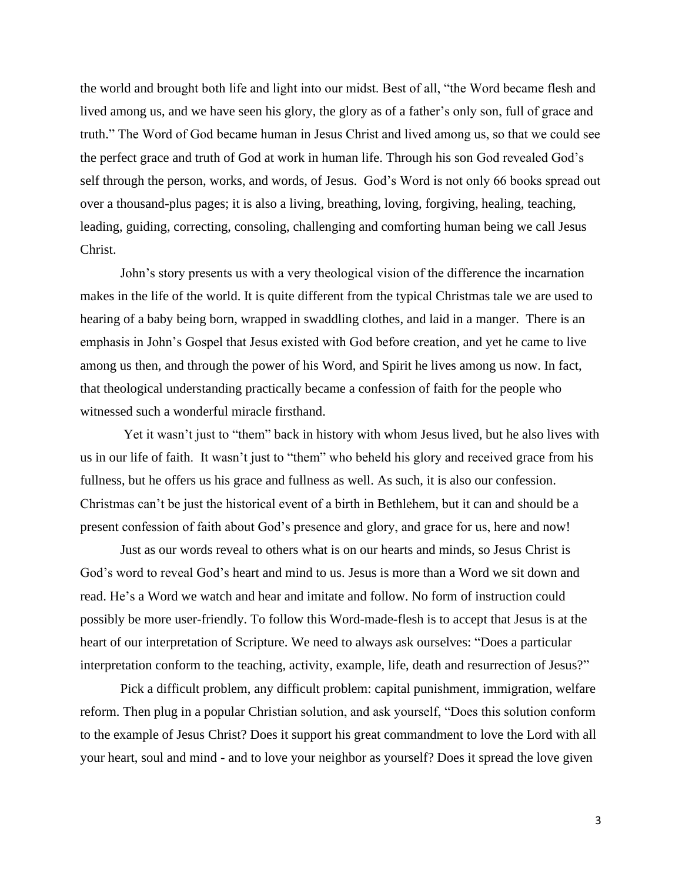the world and brought both life and light into our midst. Best of all, "the Word became flesh and lived among us, and we have seen his glory, the glory as of a father's only son, full of grace and truth." The Word of God became human in Jesus Christ and lived among us, so that we could see the perfect grace and truth of God at work in human life. Through his son God revealed God's self through the person, works, and words, of Jesus. God's Word is not only 66 books spread out over a thousand-plus pages; it is also a living, breathing, loving, forgiving, healing, teaching, leading, guiding, correcting, consoling, challenging and comforting human being we call Jesus Christ.

John's story presents us with a very theological vision of the difference the incarnation makes in the life of the world. It is quite different from the typical Christmas tale we are used to hearing of a baby being born, wrapped in swaddling clothes, and laid in a manger. There is an emphasis in John's Gospel that Jesus existed with God before creation, and yet he came to live among us then, and through the power of his Word, and Spirit he lives among us now. In fact, that theological understanding practically became a confession of faith for the people who witnessed such a wonderful miracle firsthand.

Yet it wasn't just to "them" back in history with whom Jesus lived, but he also lives with us in our life of faith. It wasn't just to "them" who beheld his glory and received grace from his fullness, but he offers us his grace and fullness as well. As such, it is also our confession. Christmas can't be just the historical event of a birth in Bethlehem, but it can and should be a present confession of faith about God's presence and glory, and grace for us, here and now!

Just as our words reveal to others what is on our hearts and minds, so Jesus Christ is God's word to reveal God's heart and mind to us. Jesus is more than a Word we sit down and read. He's a Word we watch and hear and imitate and follow. No form of instruction could possibly be more user-friendly. To follow this Word-made-flesh is to accept that Jesus is at the heart of our interpretation of Scripture. We need to always ask ourselves: "Does a particular interpretation conform to the teaching, activity, example, life, death and resurrection of Jesus?"

Pick a difficult problem, any difficult problem: capital punishment, immigration, welfare reform. Then plug in a popular Christian solution, and ask yourself, "Does this solution conform to the example of Jesus Christ? Does it support his great commandment to love the Lord with all your heart, soul and mind - and to love your neighbor as yourself? Does it spread the love given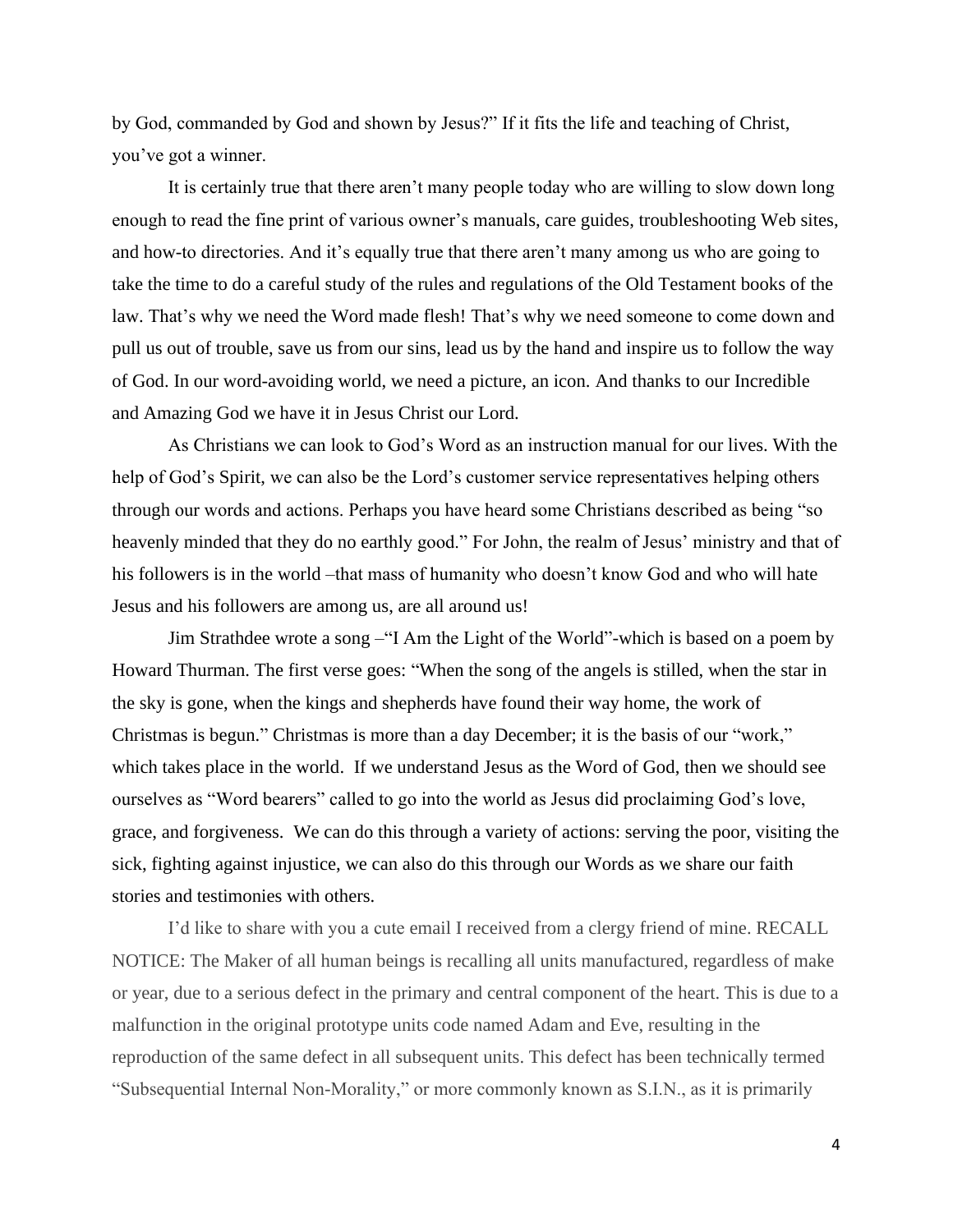by God, commanded by God and shown by Jesus?" If it fits the life and teaching of Christ, you've got a winner.

It is certainly true that there aren't many people today who are willing to slow down long enough to read the fine print of various owner's manuals, care guides, troubleshooting Web sites, and how-to directories. And it's equally true that there aren't many among us who are going to take the time to do a careful study of the rules and regulations of the Old Testament books of the law. That's why we need the Word made flesh! That's why we need someone to come down and pull us out of trouble, save us from our sins, lead us by the hand and inspire us to follow the way of God. In our word-avoiding world, we need a picture, an icon. And thanks to our Incredible and Amazing God we have it in Jesus Christ our Lord.

As Christians we can look to God's Word as an instruction manual for our lives. With the help of God's Spirit, we can also be the Lord's customer service representatives helping others through our words and actions. Perhaps you have heard some Christians described as being "so heavenly minded that they do no earthly good." For John, the realm of Jesus' ministry and that of his followers is in the world –that mass of humanity who doesn't know God and who will hate Jesus and his followers are among us, are all around us!

Jim Strathdee wrote a song –"I Am the Light of the World"-which is based on a poem by Howard Thurman. The first verse goes: "When the song of the angels is stilled, when the star in the sky is gone, when the kings and shepherds have found their way home, the work of Christmas is begun." Christmas is more than a day December; it is the basis of our "work," which takes place in the world. If we understand Jesus as the Word of God, then we should see ourselves as "Word bearers" called to go into the world as Jesus did proclaiming God's love, grace, and forgiveness. We can do this through a variety of actions: serving the poor, visiting the sick, fighting against injustice, we can also do this through our Words as we share our faith stories and testimonies with others.

I'd like to share with you a cute email I received from a clergy friend of mine. RECALL NOTICE: The Maker of all human beings is recalling all units manufactured, regardless of make or year, due to a serious defect in the primary and central component of the heart. This is due to a malfunction in the original prototype units code named Adam and Eve, resulting in the reproduction of the same defect in all subsequent units. This defect has been technically termed "Subsequential Internal Non-Morality," or more commonly known as S.I.N., as it is primarily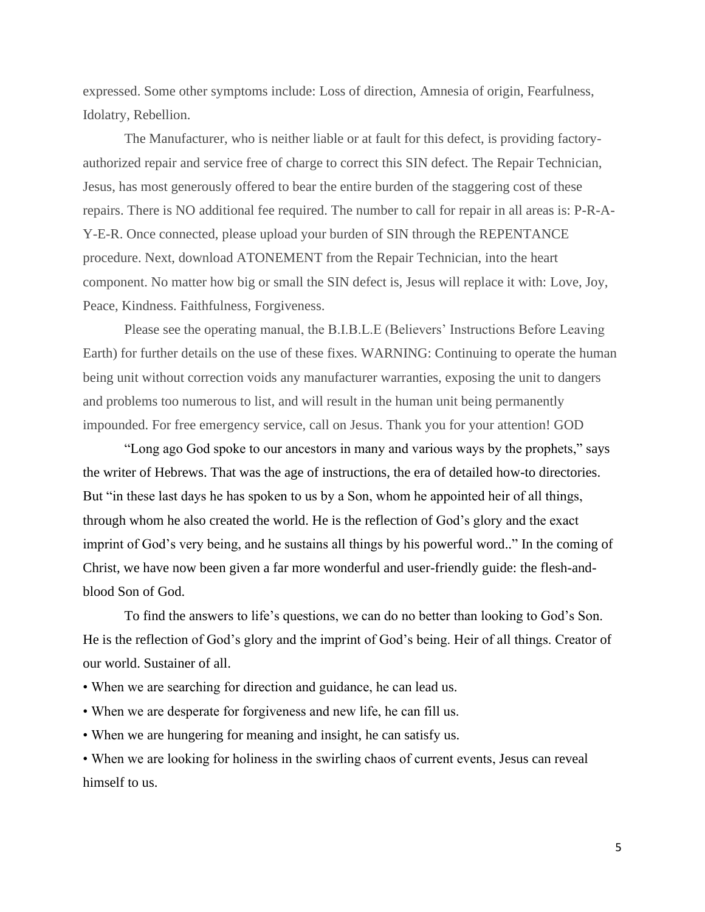expressed. Some other symptoms include: Loss of direction, Amnesia of origin, Fearfulness, Idolatry, Rebellion.

The Manufacturer, who is neither liable or at fault for this defect, is providing factory-authorized repair and service free of charge to correct this SIN defect. The Repair Technician, Jesus, has most generously offered to bear the entire burden of the staggering cost of these repairs. There is NO additional fee required. The number to call for repair in all areas is: P-R-A-Y-E-R. Once connected, please upload your burden of SIN through the REPENTANCE procedure. Next, download ATONEMENT from the Repair Technician, into the heart component. No matter how big or small the SIN defect is, Jesus will replace it with: Love, Joy, Peace, Kindness. Faithfulness, Forgiveness.

Please see the operating manual, the B.I.B.L.E (Believers' Instructions Before Leaving Earth) for further details on the use of these fixes. WARNING: Continuing to operate the human being unit without correction voids any manufacturer warranties, exposing the unit to dangers and problems too numerous to list, and will result in the human unit being permanently impounded. For free emergency service, call on Jesus. Thank you for your attention! GOD

"Long ago God spoke to our ancestors in many and various ways by the prophets," says the writer of Hebrews. That was the age of instructions, the era of detailed how-to directories. But "in these last days he has spoken to us by a Son, whom he appointed heir of all things, through whom he also created the world. He is the reflection of God's glory and the exact imprint of God's very being, and he sustains all things by his powerful word.." In the coming of Christ, we have now been given a far more wonderful and user-friendly guide: the flesh-and-blood Son of God.

To find the answers to life's questions, we can do no better than looking to God's Son. He is the reflection of God's glory and the imprint of God's being. Heir of all things. Creator of our world. Sustainer of all.

- When we are searching for direction and guidance, he can lead us.
- When we are desperate for forgiveness and new life, he can fill us.
- When we are hungering for meaning and insight, he can satisfy us.
- When we are looking for holiness in the swirling chaos of current events, Jesus can reveal himself to us.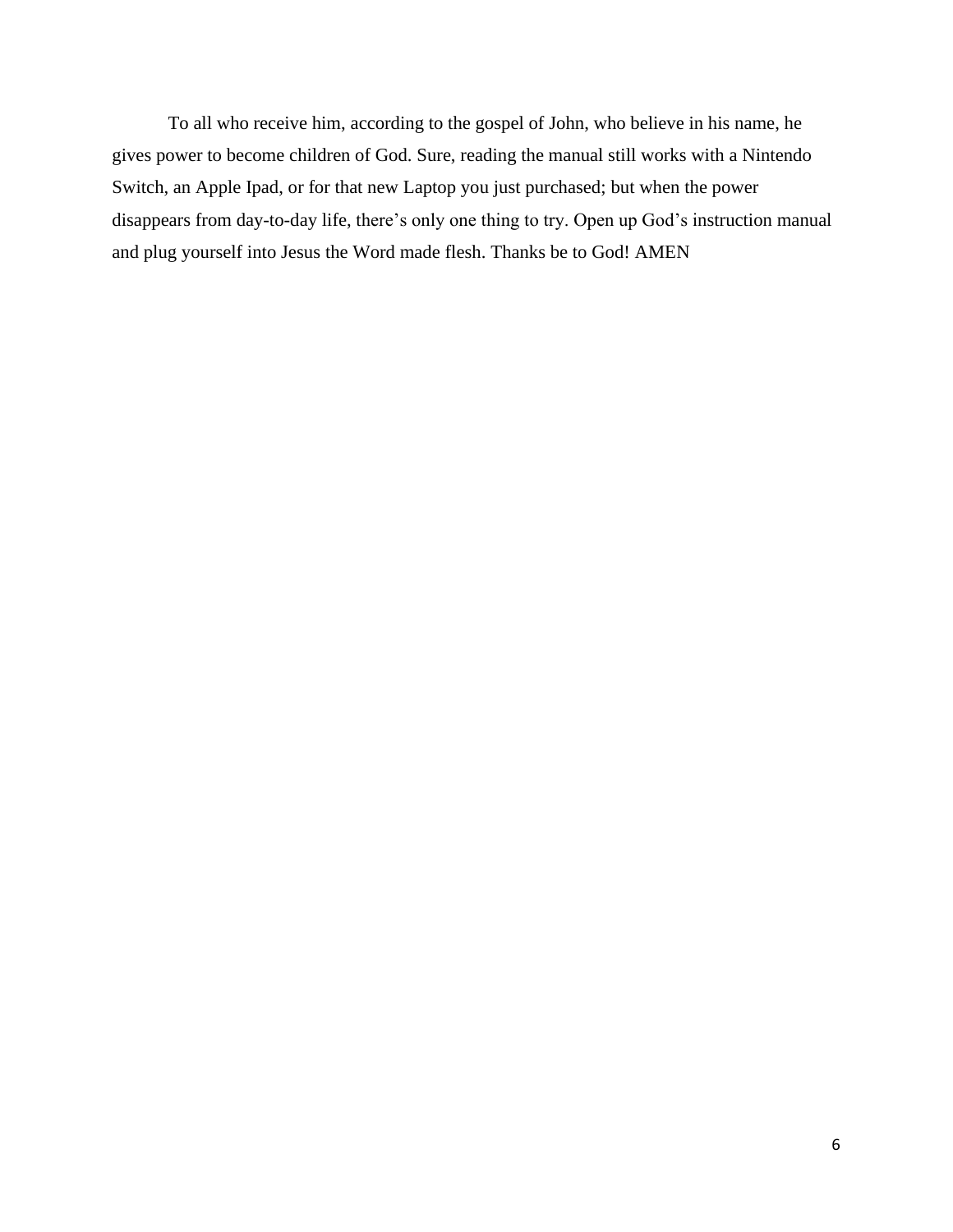To all who receive him, according to the gospel of John, who believe in his name, he gives power to become children of God. Sure, reading the manual still works with a Nintendo Switch, an Apple Ipad, or for that new Laptop you just purchased; but when the power disappears from day-to-day life, there's only one thing to try. Open up God's instruction manual and plug yourself into Jesus the Word made flesh. Thanks be to God! AMEN